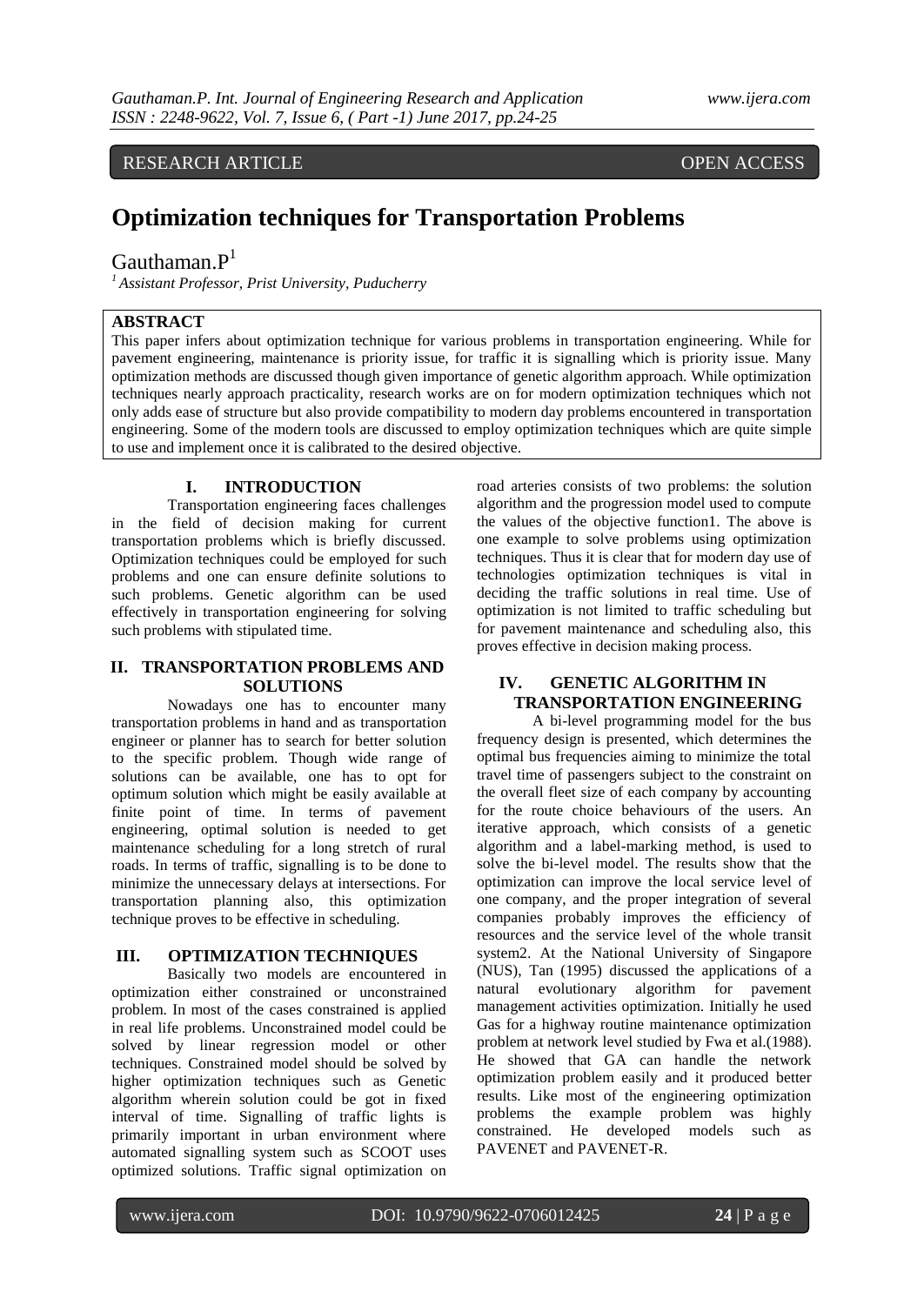RESEARCH ARTICLE OPEN ACCESS

# Optimization techniques for Transportation Problems

Gauthaman.P[1]

*[1] Assistant Professor, Prist University, Puducherry*

## ABSTRACT

This paper infers about optimization technique for various problems in transportation engineering. While for pavement engineering, maintenance is priority issue, for traffic it is signalling which is priority issue. Many optimization methods are discussed though given importance of genetic algorithm approach. While optimization techniques nearly approach practicality, research works are on for modern optimization techniques which not only adds ease of structure but also provide compatibility to modern day problems encountered in transportation engineering. Some of the modern tools are discussed to employ optimization techniques which are quite simple to use and implement once it is calibrated to the desired objective.

## I. INTRODUCTION

Transportation engineering faces challenges in the field of decision making for current transportation problems which is briefly discussed. Optimization techniques could be employed for such problems and one can ensure definite solutions to such problems. Genetic algorithm can be used effectively in transportation engineering for solving such problems with stipulated time.

## II. TRANSPORTATION PROBLEMS AND SOLUTIONS

Nowadays one has to encounter many transportation problems in hand and as transportation engineer or planner has to search for better solution to the specific problem. Though wide range of solutions can be available, one has to opt for optimum solution which might be easily available at finite point of time. In terms of pavement engineering, optimal solution is needed to get maintenance scheduling for a long stretch of rural roads. In terms of traffic, signalling is to be done to minimize the unnecessary delays at intersections. For transportation planning also, this optimization technique proves to be effective in scheduling.

## III. OPTIMIZATION TECHNIQUES

Basically two models are encountered in optimization either constrained or unconstrained problem. In most of the cases constrained is applied in real life problems. Unconstrained model could be solved by linear regression model or other techniques. Constrained model should be solved by higher optimization techniques such as Genetic algorithm wherein solution could be got in fixed interval of time. Signalling of traffic lights is primarily important in urban environment where automated signalling system such as SCOOT uses optimized solutions. Traffic signal optimization on road arteries consists of two problems: the solution algorithm and the progression model used to compute the values of the objective function1. The above is one example to solve problems using optimization techniques. Thus it is clear that for modern day use of technologies optimization techniques is vital in deciding the traffic solutions in real time. Use of optimization is not limited to traffic scheduling but for pavement maintenance and scheduling also, this proves effective in decision making process.

## IV. GENETIC ALGORITHM IN TRANSPORTATION ENGINEERING

A bi-level programming model for the bus frequency design is presented, which determines the optimal bus frequencies aiming to minimize the total travel time of passengers subject to the constraint on the overall fleet size of each company by accounting for the route choice behaviours of the users. An iterative approach, which consists of a genetic algorithm and a label-marking method, is used to solve the bi-level model. The results show that the optimization can improve the local service level of one company, and the proper integration of several companies probably improves the efficiency of resources and the service level of the whole transit system2. At the National University of Singapore (NUS), Tan (1995) discussed the applications of a natural evolutionary algorithm for pavement management activities optimization. Initially he used Gas for a highway routine maintenance optimization problem at network level studied by Fwa et al.(1988). He showed that GA can handle the network optimization problem easily and it produced better results. Like most of the engineering optimization problems the example problem was highly constrained. He developed models such as PAVENET and PAVENET-R.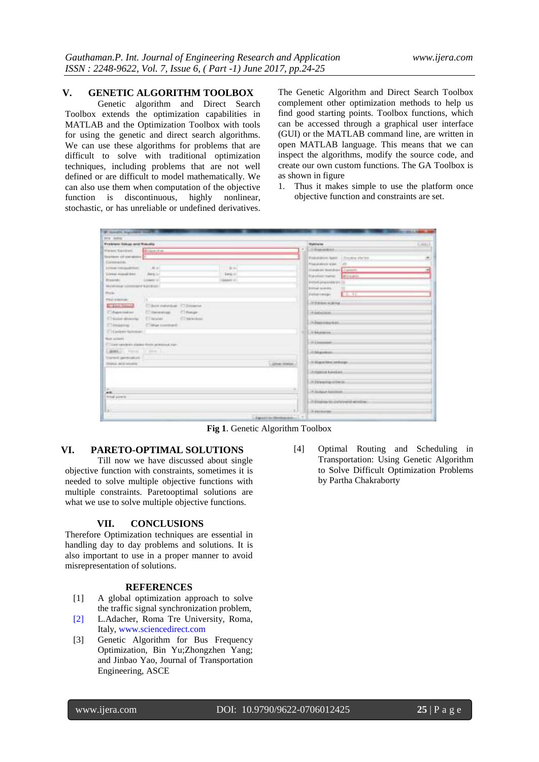## V. GENETIC ALGORITHM TOOLBOX

Genetic algorithm and Direct Search Toolbox extends the optimization capabilities in MATLAB and the Optimization Toolbox with tools for using the genetic and direct search algorithms. We can use these algorithms for problems that are difficult to solve with traditional optimization techniques, including problems that are not well defined or are difficult to model mathematically. We can also use them when computation of the objective function is discontinuous, highly nonlinear, stochastic, or has unreliable or undefined derivatives. The Genetic Algorithm and Direct Search Toolbox complement other optimization methods to help us find good starting points. Toolbox functions, which can be accessed through a graphical user interface (GUI) or the MATLAB command line, are written in open MATLAB language. This means that we can inspect the algorithms, modify the source code, and create our own custom functions. The GA Toolbox is as shown in figure

1. Thus it makes simple to use the platform once objective function and constraints are set.

**Fig 1**. Genetic Algorithm Toolbox

## VI. PARETO-OPTIMAL SOLUTIONS

Till now we have discussed about single objective function with constraints, sometimes it is needed to solve multiple objective functions with multiple constraints. Paretooptimal solutions are what we use to solve multiple objective functions.

## VII. CONCLUSIONS

Therefore Optimization techniques are essential in handling day to day problems and solutions. It is also important to use in a proper manner to avoid misrepresentation of solutions.

## REFERENCES

[1] A global optimization approach to solve the traffic signal synchronization problem,

[2] L.Adacher, Roma Tre University, Roma, Italy, www.sciencedirect.com

[3] Genetic Algorithm for Bus Frequency Optimization, Bin Yu;Zhongzhen Yang; and Jinbao Yao, Journal of Transportation Engineering, ASCE

[4] Optimal Routing and Scheduling in Transportation: Using Genetic Algorithm to Solve Difficult Optimization Problems by Partha Chakraborty